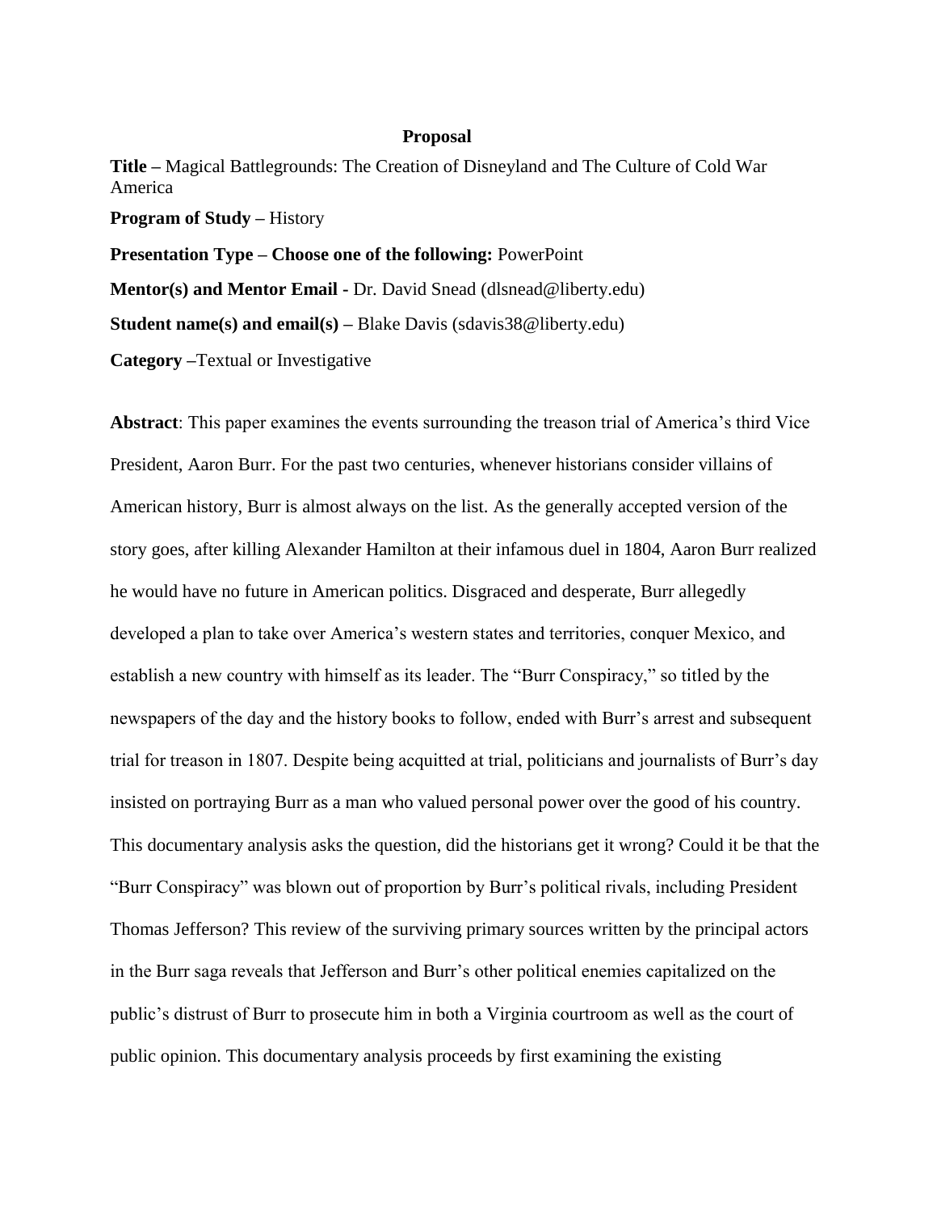**Proposal**

**Title –** Magical Battlegrounds: The Creation of Disneyland and The Culture of Cold War America

**Program of Study –** History

**Presentation Type – Choose one of the following:** PowerPoint

**Mentor(s) and Mentor Email -** Dr. David Snead (dlsnead@liberty.edu)

**Student name(s) and email(s) –** Blake Davis (sdavis38@liberty.edu)

**Category –**Textual or Investigative

**Abstract**: This paper examines the events surrounding the treason trial of America's third Vice President, Aaron Burr. For the past two centuries, whenever historians consider villains of American history, Burr is almost always on the list. As the generally accepted version of the story goes, after killing Alexander Hamilton at their infamous duel in 1804, Aaron Burr realized he would have no future in American politics. Disgraced and desperate, Burr allegedly developed a plan to take over America's western states and territories, conquer Mexico, and establish a new country with himself as its leader. The "Burr Conspiracy," so titled by the newspapers of the day and the history books to follow, ended with Burr's arrest and subsequent trial for treason in 1807. Despite being acquitted at trial, politicians and journalists of Burr's day insisted on portraying Burr as a man who valued personal power over the good of his country. This documentary analysis asks the question, did the historians get it wrong? Could it be that the "Burr Conspiracy" was blown out of proportion by Burr's political rivals, including President Thomas Jefferson? This review of the surviving primary sources written by the principal actors in the Burr saga reveals that Jefferson and Burr's other political enemies capitalized on the public's distrust of Burr to prosecute him in both a Virginia courtroom as well as the court of public opinion. This documentary analysis proceeds by first examining the existing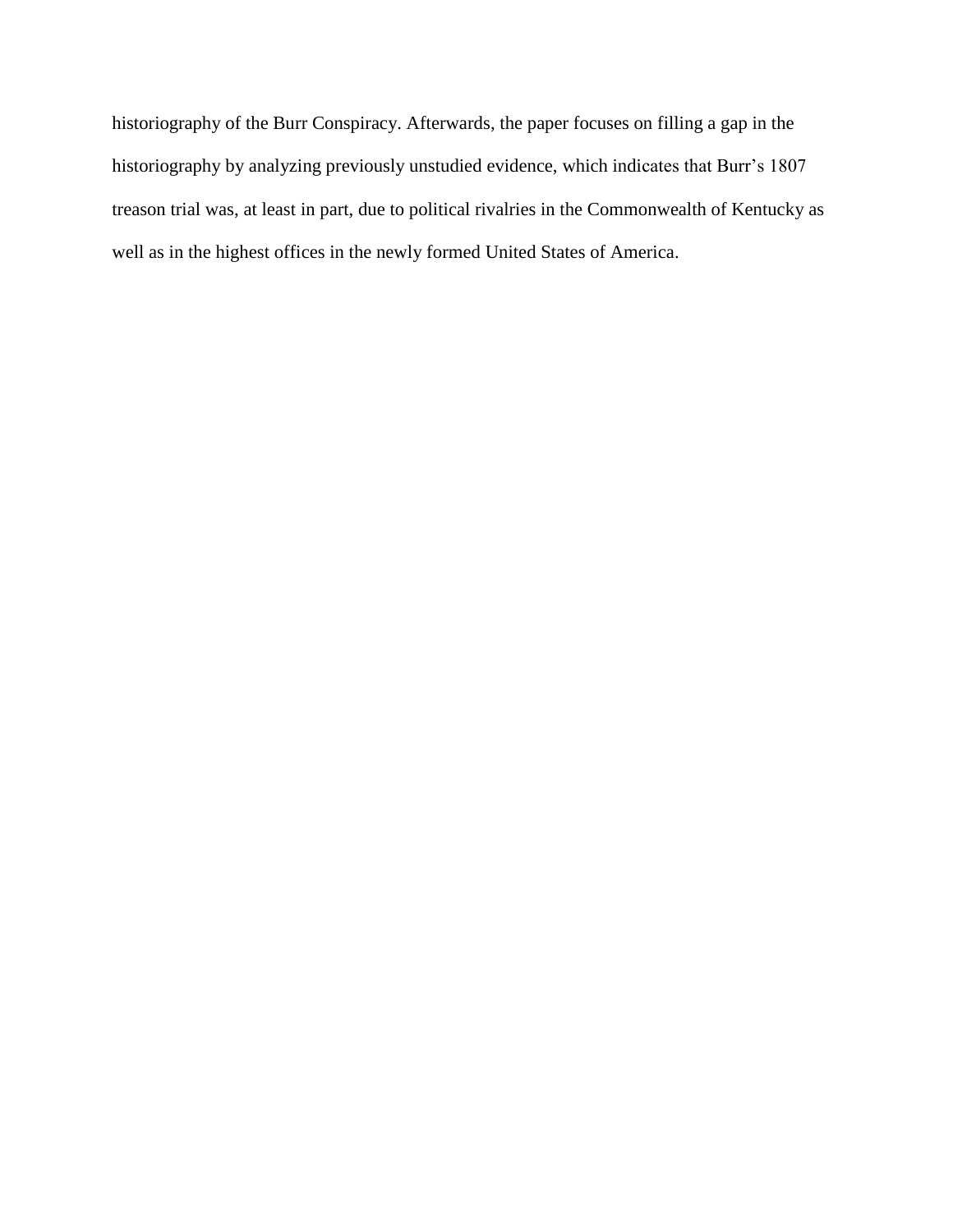historiography of the Burr Conspiracy. Afterwards, the paper focuses on filling a gap in the historiography by analyzing previously unstudied evidence, which indicates that Burr's 1807 treason trial was, at least in part, due to political rivalries in the Commonwealth of Kentucky as well as in the highest offices in the newly formed United States of America.